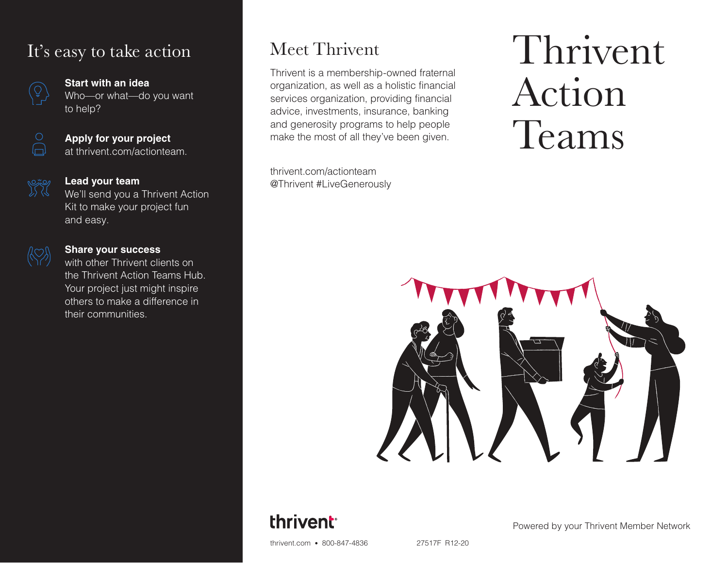# Thrivent Action Teams

## Meet Thrivent

Thrivent is a membership-owned fraternal organization, as well as a holistic financial services organization, providing financial advice, investments, insurance, banking and generosity programs to help people make the most of all they've been given.

thrivent.com/actionteam
@Thrivent #LiveGenerously

## It's easy to take action

**Start with an idea**
Who—or what—do you want to help?

**Apply for your project**
at thrivent.com/actionteam.

**Lead your team**
We'll send you a Thrivent Action Kit to make your project fun and easy.

**Share your success**
with other Thrivent clients on the Thrivent Action Teams Hub. Your project just might inspire others to make a difference in their communities.

thrivent

Powered by your Thrivent Member Network

thrivent.com • 800-847-4836

27517F R12-20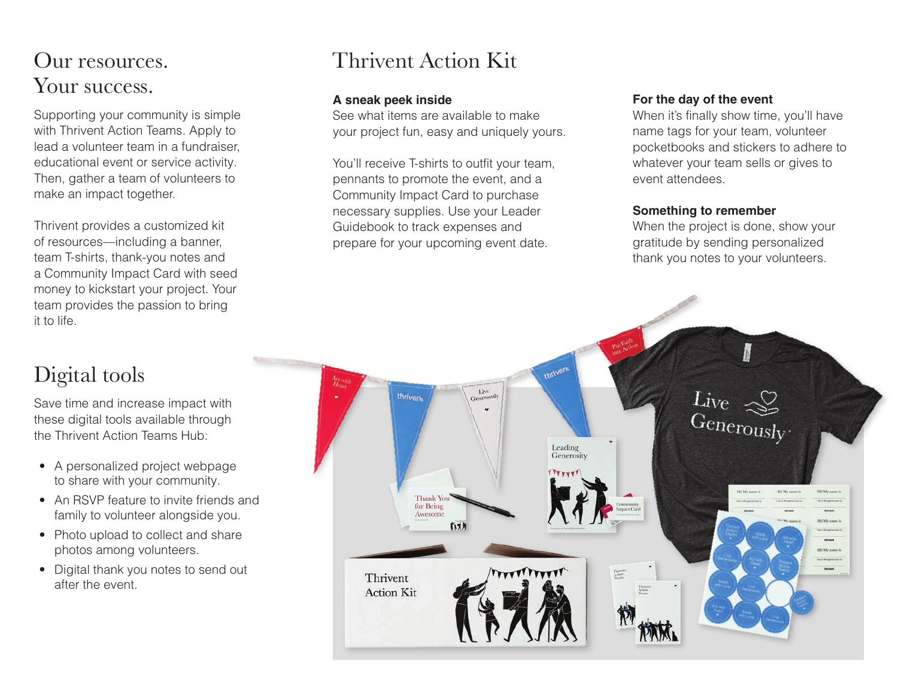# Our resources. Your success.

Supporting your community is simple with Thrivent Action Teams. Apply to lead a volunteer team in a fundraiser, educational event or service activity. Then, gather a team of volunteers to make an impact together.

Thrivent provides a customized kit of resources—including a banner, team T-shirts, thank-you notes and a Community Impact Card with seed money to kickstart your project. Your team provides the passion to bring it to life.

# Digital tools

Save time and increase impact with these digital tools available through the Thrivent Action Teams Hub:

- A personalized project webpage to share with your community.
- An RSVP feature to invite friends and family to volunteer alongside you.
- Photo upload to collect and share photos among volunteers.
- Digital thank you notes to send out after the event.

# Thrivent Action Kit

**A sneak peek inside**
See what items are available to make your project fun, easy and uniquely yours.

You'll receive T-shirts to outfit your team, pennants to promote the event, and a Community Impact Card to purchase necessary supplies. Use your Leader Guidebook to track expenses and prepare for your upcoming event date.

**For the day of the event**
When it's finally show time, you'll have name tags for your team, volunteer pocketbooks and stickers to adhere to whatever your team sells or gives to event attendees.

**Something to remember**
When the project is done, show your gratitude by sending personalized thank you notes to your volunteers.